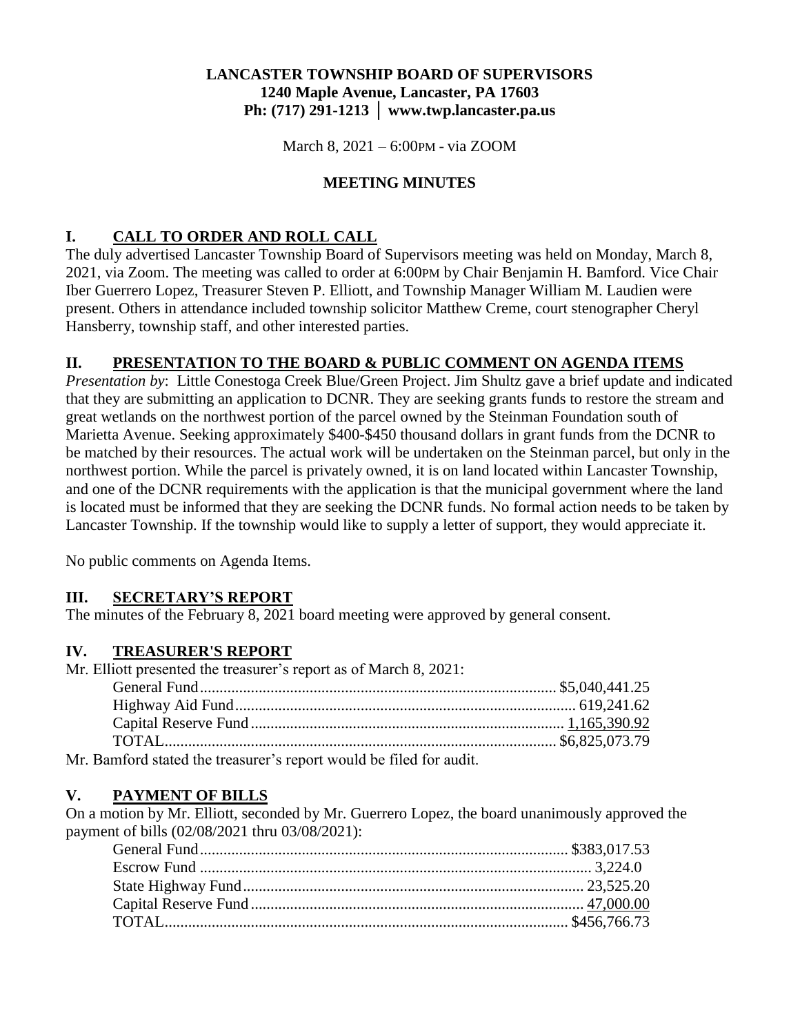**LANCASTER TOWNSHIP BOARD OF SUPERVISORS**
**1240 Maple Avenue, Lancaster, PA 17603**
**Ph: (717) 291-1213 │ www.twp.lancaster.pa.us**

March 8, 2021 – 6:00PM - via ZOOM

**MEETING MINUTES**

## I. CALL TO ORDER AND ROLL CALL

The duly advertised Lancaster Township Board of Supervisors meeting was held on Monday, March 8, 2021, via Zoom. The meeting was called to order at 6:00PM by Chair Benjamin H. Bamford. Vice Chair Iber Guerrero Lopez, Treasurer Steven P. Elliott, and Township Manager William M. Laudien were present. Others in attendance included township solicitor Matthew Creme, court stenographer Cheryl Hansberry, township staff, and other interested parties.

## II. PRESENTATION TO THE BOARD & PUBLIC COMMENT ON AGENDA ITEMS

*Presentation by*: Little Conestoga Creek Blue/Green Project. Jim Shultz gave a brief update and indicated that they are submitting an application to DCNR. They are seeking grants funds to restore the stream and great wetlands on the northwest portion of the parcel owned by the Steinman Foundation south of Marietta Avenue. Seeking approximately $400-$450 thousand dollars in grant funds from the DCNR to be matched by their resources. The actual work will be undertaken on the Steinman parcel, but only in the northwest portion. While the parcel is privately owned, it is on land located within Lancaster Township, and one of the DCNR requirements with the application is that the municipal government where the land is located must be informed that they are seeking the DCNR funds. No formal action needs to be taken by Lancaster Township. If the township would like to supply a letter of support, they would appreciate it.

No public comments on Agenda Items.

## III. SECRETARY'S REPORT

The minutes of the February 8, 2021 board meeting were approved by general consent.

## IV. TREASURER'S REPORT

Mr. Elliott presented the treasurer's report as of March 8, 2021:

| | |
|---|---|
| General Fund | $5,040,441.25 |
| Highway Aid Fund | 619,241.62 |
| Capital Reserve Fund | 1,165,390.92 |
| TOTAL | $6,825,073.79 |

Mr. Bamford stated the treasurer's report would be filed for audit.

## V. PAYMENT OF BILLS

On a motion by Mr. Elliott, seconded by Mr. Guerrero Lopez, the board unanimously approved the payment of bills (02/08/2021 thru 03/08/2021):

| | |
|---|---|
| General Fund | $383,017.53 |
| Escrow Fund | 3,224.0 |
| State Highway Fund | 23,525.20 |
| Capital Reserve Fund | 47,000.00 |
| TOTAL | $456,766.73 |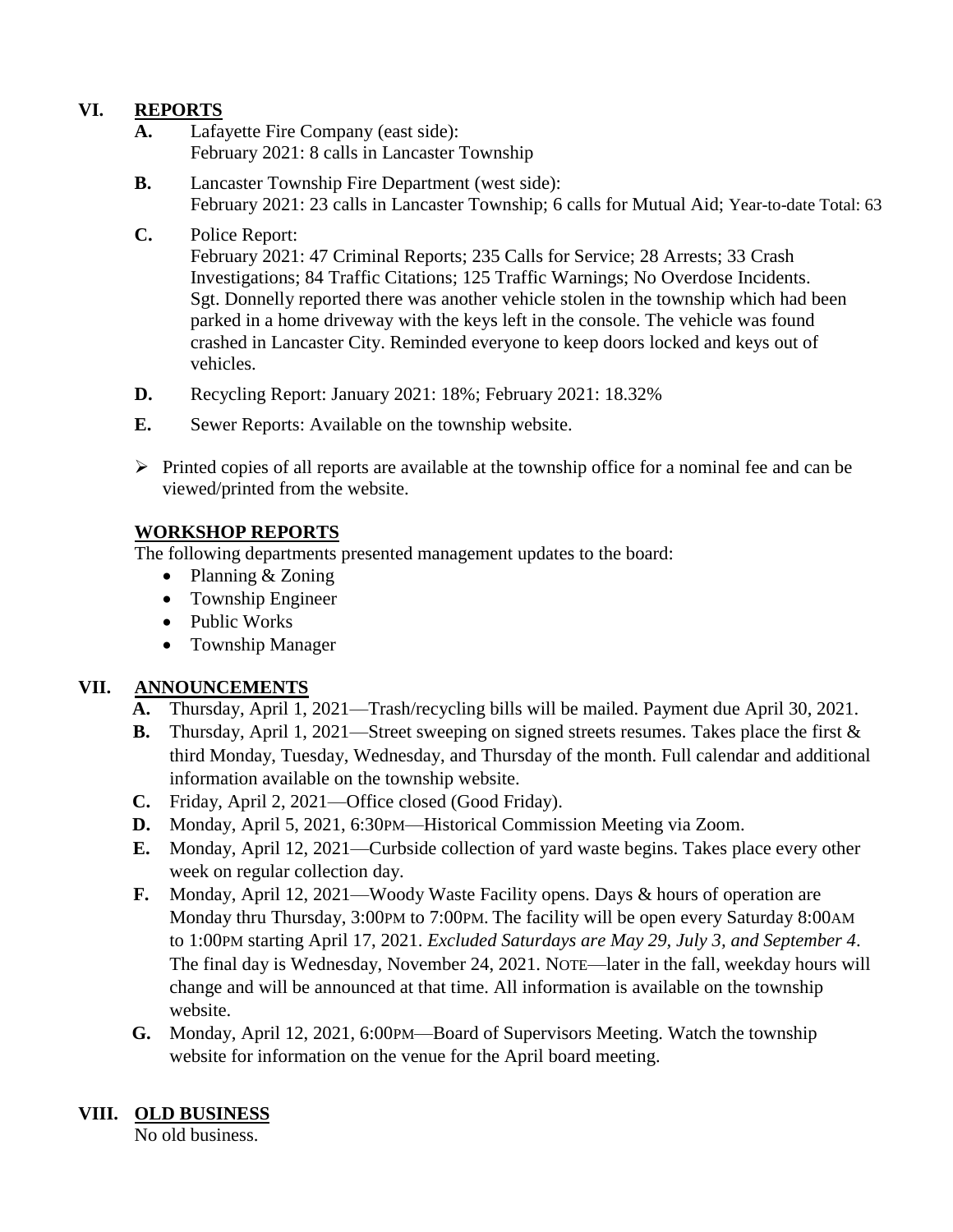## VI. REPORTS

**A.** Lafayette Fire Company (east side):
February 2021: 8 calls in Lancaster Township

**B.** Lancaster Township Fire Department (west side):
February 2021: 23 calls in Lancaster Township; 6 calls for Mutual Aid; Year-to-date Total: 63

**C.** Police Report:
February 2021: 47 Criminal Reports; 235 Calls for Service; 28 Arrests; 33 Crash Investigations; 84 Traffic Citations; 125 Traffic Warnings; No Overdose Incidents. Sgt. Donnelly reported there was another vehicle stolen in the township which had been parked in a home driveway with the keys left in the console. The vehicle was found crashed in Lancaster City. Reminded everyone to keep doors locked and keys out of vehicles.

**D.** Recycling Report: January 2021: 18%; February 2021: 18.32%

**E.** Sewer Reports: Available on the township website.

- Printed copies of all reports are available at the township office for a nominal fee and can be viewed/printed from the website.

### WORKSHOP REPORTS

The following departments presented management updates to the board:

- Planning & Zoning
- Township Engineer
- Public Works
- Township Manager

## VII. ANNOUNCEMENTS

**A.** Thursday, April 1, 2021—Trash/recycling bills will be mailed. Payment due April 30, 2021.

**B.** Thursday, April 1, 2021—Street sweeping on signed streets resumes. Takes place the first & third Monday, Tuesday, Wednesday, and Thursday of the month. Full calendar and additional information available on the township website.

**C.** Friday, April 2, 2021—Office closed (Good Friday).

**D.** Monday, April 5, 2021, 6:30PM—Historical Commission Meeting via Zoom.

**E.** Monday, April 12, 2021—Curbside collection of yard waste begins. Takes place every other week on regular collection day.

**F.** Monday, April 12, 2021—Woody Waste Facility opens. Days & hours of operation are Monday thru Thursday, 3:00PM to 7:00PM. The facility will be open every Saturday 8:00AM to 1:00PM starting April 17, 2021. *Excluded Saturdays are May 29, July 3, and September 4*. The final day is Wednesday, November 24, 2021. NOTE—later in the fall, weekday hours will change and will be announced at that time. All information is available on the township website.

**G.** Monday, April 12, 2021, 6:00PM—Board of Supervisors Meeting. Watch the township website for information on the venue for the April board meeting.

## VIII. OLD BUSINESS

No old business.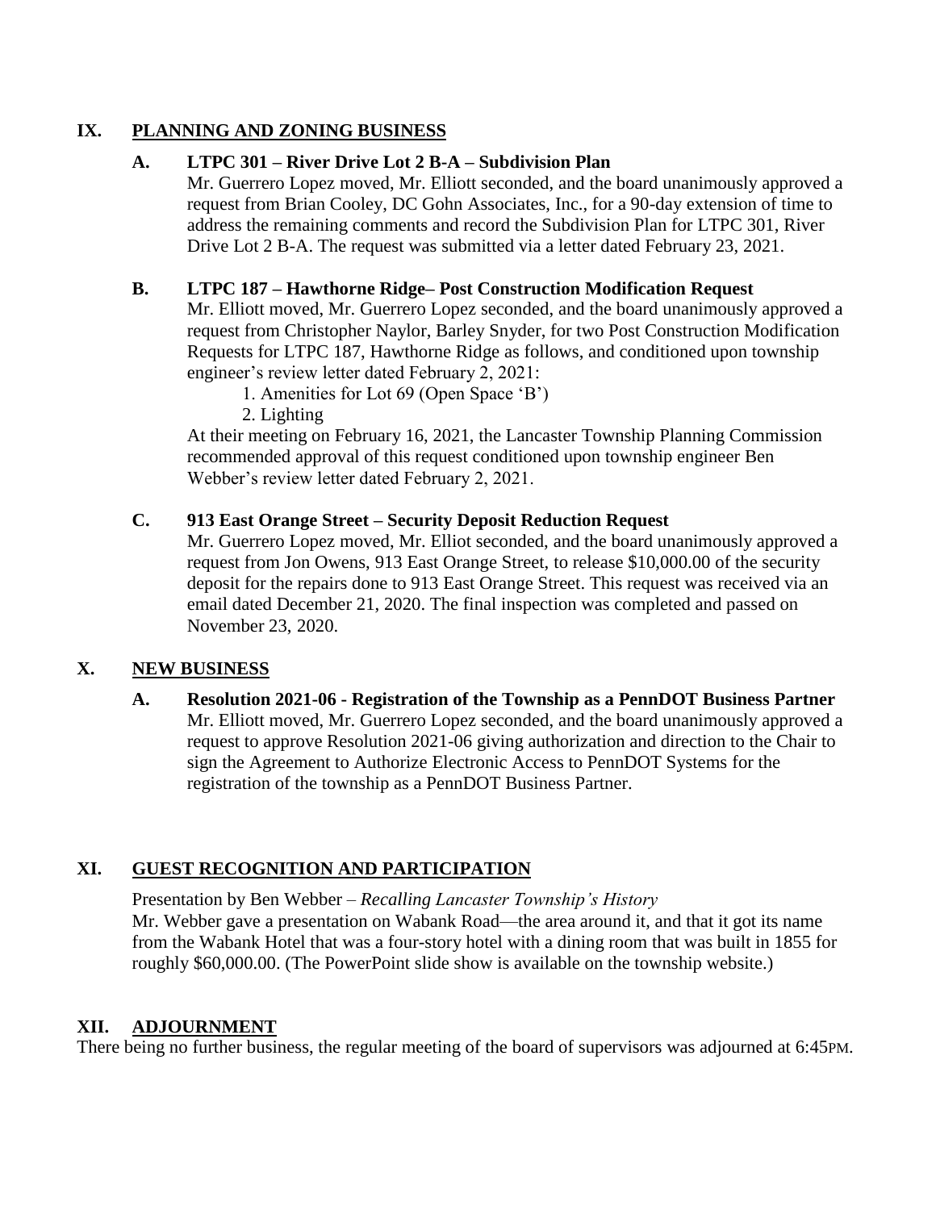## IX. PLANNING AND ZONING BUSINESS

### A. LTPC 301 – River Drive Lot 2 B-A – Subdivision Plan

Mr. Guerrero Lopez moved, Mr. Elliott seconded, and the board unanimously approved a request from Brian Cooley, DC Gohn Associates, Inc., for a 90-day extension of time to address the remaining comments and record the Subdivision Plan for LTPC 301, River Drive Lot 2 B-A. The request was submitted via a letter dated February 23, 2021.

### B. LTPC 187 – Hawthorne Ridge– Post Construction Modification Request

Mr. Elliott moved, Mr. Guerrero Lopez seconded, and the board unanimously approved a request from Christopher Naylor, Barley Snyder, for two Post Construction Modification Requests for LTPC 187, Hawthorne Ridge as follows, and conditioned upon township engineer's review letter dated February 2, 2021:

1. Amenities for Lot 69 (Open Space 'B')
2. Lighting

At their meeting on February 16, 2021, the Lancaster Township Planning Commission recommended approval of this request conditioned upon township engineer Ben Webber's review letter dated February 2, 2021.

### C. 913 East Orange Street – Security Deposit Reduction Request

Mr. Guerrero Lopez moved, Mr. Elliot seconded, and the board unanimously approved a request from Jon Owens, 913 East Orange Street, to release $10,000.00 of the security deposit for the repairs done to 913 East Orange Street. This request was received via an email dated December 21, 2020. The final inspection was completed and passed on November 23, 2020.

## X. NEW BUSINESS

### A. Resolution 2021-06 - Registration of the Township as a PennDOT Business Partner

Mr. Elliott moved, Mr. Guerrero Lopez seconded, and the board unanimously approved a request to approve Resolution 2021-06 giving authorization and direction to the Chair to sign the Agreement to Authorize Electronic Access to PennDOT Systems for the registration of the township as a PennDOT Business Partner.

## XI. GUEST RECOGNITION AND PARTICIPATION

Presentation by Ben Webber – *Recalling Lancaster Township's History*

Mr. Webber gave a presentation on Wabank Road—the area around it, and that it got its name from the Wabank Hotel that was a four-story hotel with a dining room that was built in 1855 for roughly $60,000.00. (The PowerPoint slide show is available on the township website.)

## XII. ADJOURNMENT

There being no further business, the regular meeting of the board of supervisors was adjourned at 6:45PM.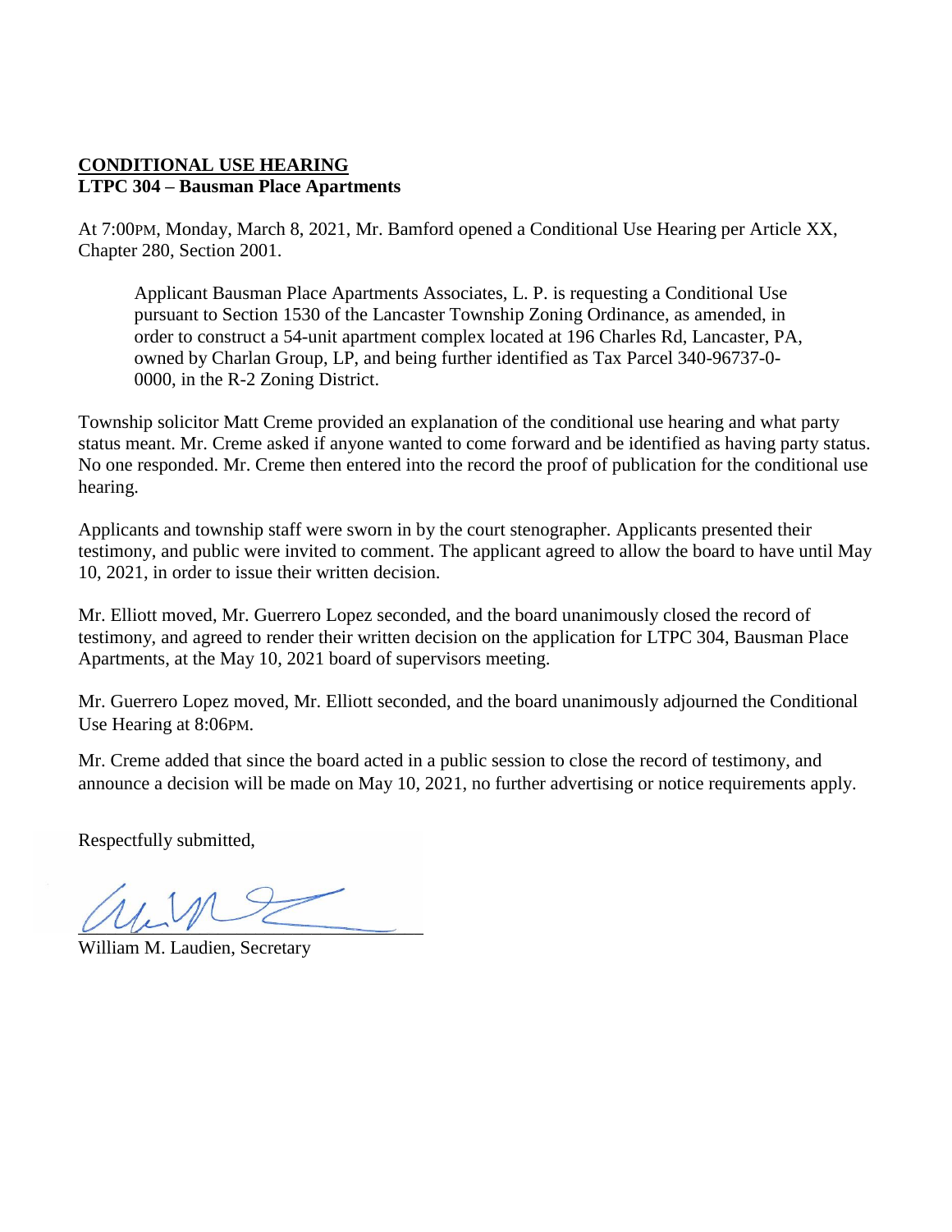**CONDITIONAL USE HEARING**
**LTPC 304 – Bausman Place Apartments**

At 7:00PM, Monday, March 8, 2021, Mr. Bamford opened a Conditional Use Hearing per Article XX, Chapter 280, Section 2001.

> Applicant Bausman Place Apartments Associates, L. P. is requesting a Conditional Use pursuant to Section 1530 of the Lancaster Township Zoning Ordinance, as amended, in order to construct a 54-unit apartment complex located at 196 Charles Rd, Lancaster, PA, owned by Charlan Group, LP, and being further identified as Tax Parcel 340-96737-0-0000, in the R-2 Zoning District.

Township solicitor Matt Creme provided an explanation of the conditional use hearing and what party status meant. Mr. Creme asked if anyone wanted to come forward and be identified as having party status. No one responded. Mr. Creme then entered into the record the proof of publication for the conditional use hearing.

Applicants and township staff were sworn in by the court stenographer. Applicants presented their testimony, and public were invited to comment. The applicant agreed to allow the board to have until May 10, 2021, in order to issue their written decision.

Mr. Elliott moved, Mr. Guerrero Lopez seconded, and the board unanimously closed the record of testimony, and agreed to render their written decision on the application for LTPC 304, Bausman Place Apartments, at the May 10, 2021 board of supervisors meeting.

Mr. Guerrero Lopez moved, Mr. Elliott seconded, and the board unanimously adjourned the Conditional Use Hearing at 8:06PM.

Mr. Creme added that since the board acted in a public session to close the record of testimony, and announce a decision will be made on May 10, 2021, no further advertising or notice requirements apply.

Respectfully submitted,

William M. Laudien, Secretary